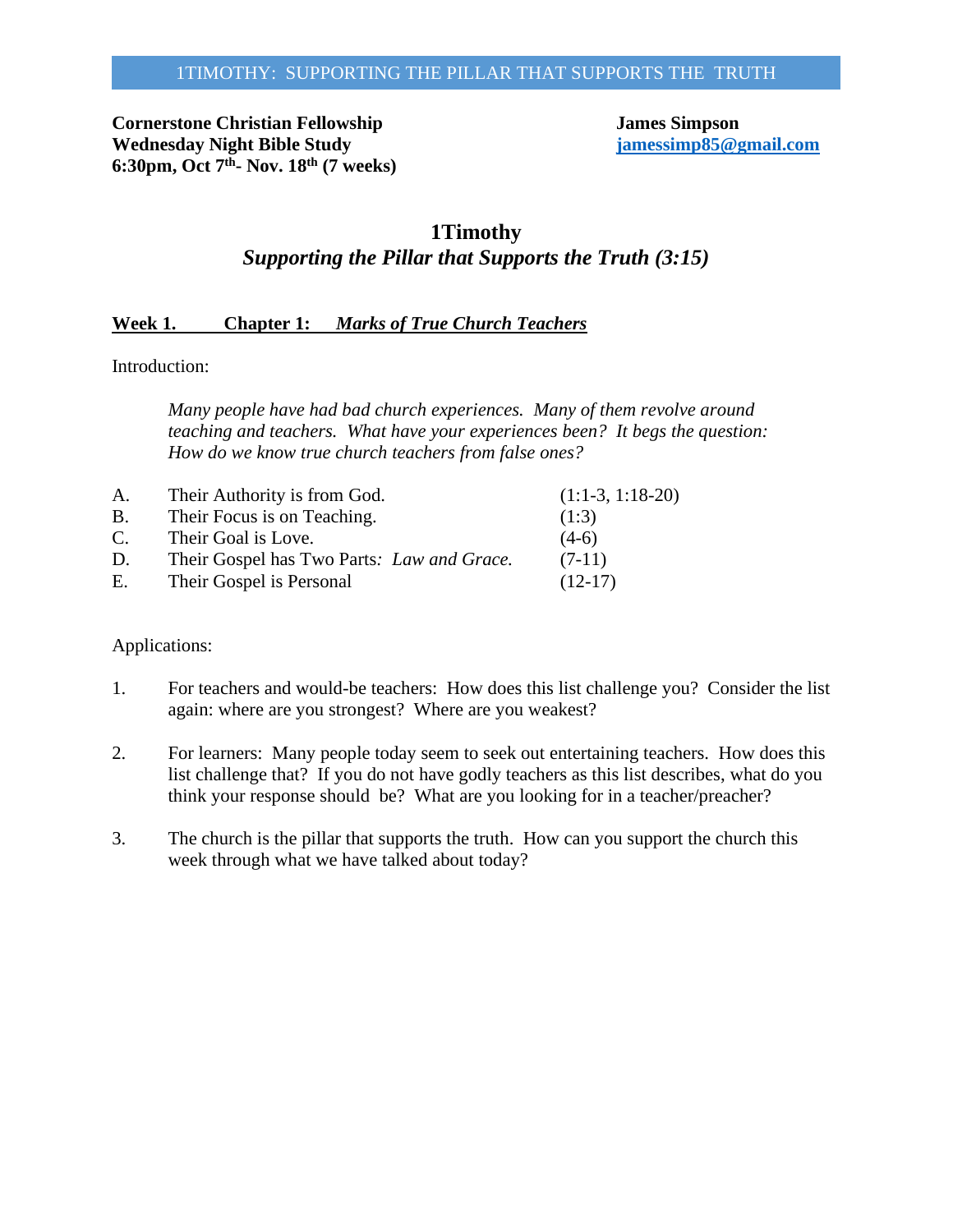**Cornerstone Christian Fellowship**
**Wednesday Night Bible Study**
**6:30pm, Oct 7th- Nov. 18th (7 weeks)**

**James Simpson**
**jamessimp85@gmail.com**

# 1Timothy

## *Supporting the Pillar that Supports the Truth (3:15)*

### Week 1. Chapter 1: *Marks of True Church Teachers*

Introduction:

> *Many people have had bad church experiences. Many of them revolve around teaching and teachers. What have your experiences been? It begs the question: How do we know true church teachers from false ones?*

| | | |
|---|---|---|
| A. | Their Authority is from God. | (1:1-3, 1:18-20) |
| B. | Their Focus is on Teaching. | (1:3) |
| C. | Their Goal is Love. | (4-6) |
| D. | Their Gospel has Two Parts: *Law and Grace.* | (7-11) |
| E. | Their Gospel is Personal | (12-17) |

Applications:

1. For teachers and would-be teachers: How does this list challenge you? Consider the list again: where are you strongest? Where are you weakest?

2. For learners: Many people today seem to seek out entertaining teachers. How does this list challenge that? If you do not have godly teachers as this list describes, what do you think your response should be? What are you looking for in a teacher/preacher?

3. The church is the pillar that supports the truth. How can you support the church this week through what we have talked about today?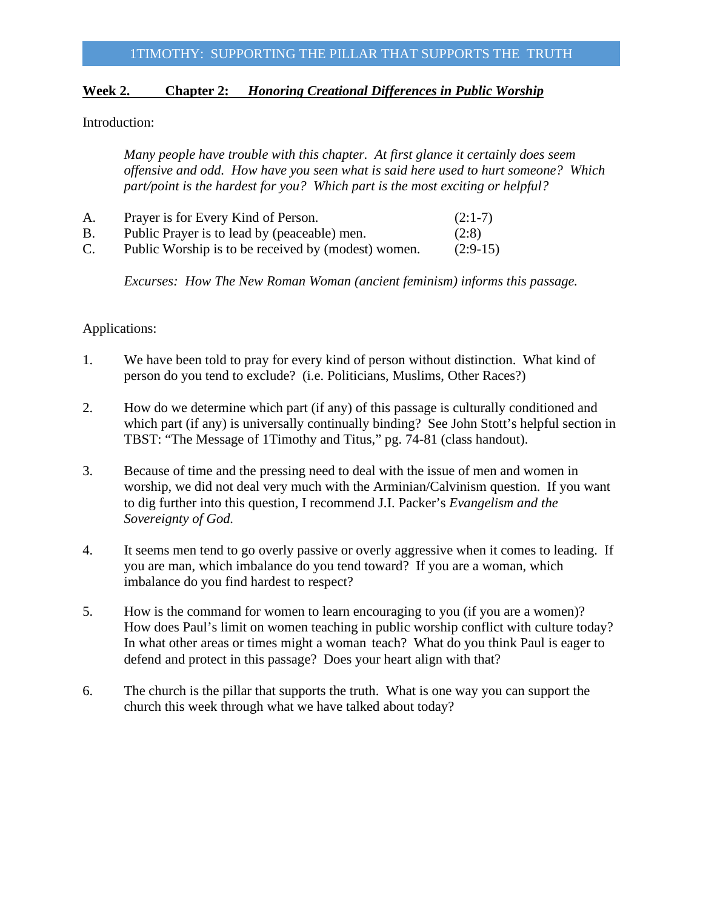**Week 2. Chapter 2: *Honoring Creational Differences in Public Worship***

Introduction:

> *Many people have trouble with this chapter. At first glance it certainly does seem offensive and odd. How have you seen what is said here used to hurt someone? Which part/point is the hardest for you? Which part is the most exciting or helpful?*

A. Prayer is for Every Kind of Person. (2:1-7)
B. Public Prayer is to lead by (peaceable) men. (2:8)
C. Public Worship is to be received by (modest) women. (2:9-15)

> *Excurses: How The New Roman Woman (ancient feminism) informs this passage.*

Applications:

1. We have been told to pray for every kind of person without distinction. What kind of person do you tend to exclude? (i.e. Politicians, Muslims, Other Races?)

2. How do we determine which part (if any) of this passage is culturally conditioned and which part (if any) is universally continually binding? See John Stott's helpful section in TBST: "The Message of 1Timothy and Titus," pg. 74-81 (class handout).

3. Because of time and the pressing need to deal with the issue of men and women in worship, we did not deal very much with the Arminian/Calvinism question. If you want to dig further into this question, I recommend J.I. Packer's *Evangelism and the Sovereignty of God.*

4. It seems men tend to go overly passive or overly aggressive when it comes to leading. If you are man, which imbalance do you tend toward? If you are a woman, which imbalance do you find hardest to respect?

5. How is the command for women to learn encouraging to you (if you are a women)? How does Paul's limit on women teaching in public worship conflict with culture today? In what other areas or times might a woman teach? What do you think Paul is eager to defend and protect in this passage? Does your heart align with that?

6. The church is the pillar that supports the truth. What is one way you can support the church this week through what we have talked about today?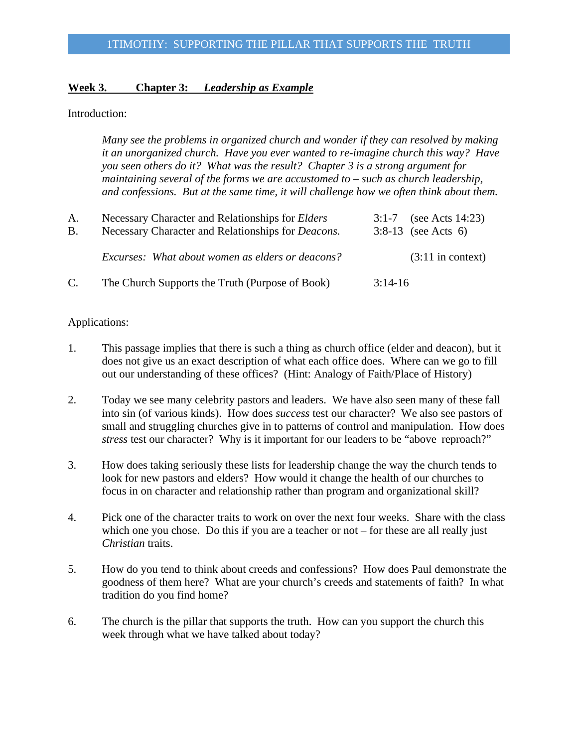**Week 3. Chapter 3: *Leadership as Example***

Introduction:

> *Many see the problems in organized church and wonder if they can resolved by making it an unorganized church. Have you ever wanted to re-imagine church this way? Have you seen others do it? What was the result? Chapter 3 is a strong argument for maintaining several of the forms we are accustomed to – such as church leadership, and confessions. But at the same time, it will challenge how we often think about them.*

| | | | |
|---|---|---|---|
| A. | Necessary Character and Relationships for *Elders* | 3:1-7 | (see Acts 14:23) |
| B. | Necessary Character and Relationships for *Deacons.* | 3:8-13 | (see Acts 6) |
| | *Excurses: What about women as elders or deacons?* | | (3:11 in context) |
| C. | The Church Supports the Truth (Purpose of Book) | 3:14-16 | |

Applications:

1. This passage implies that there is such a thing as church office (elder and deacon), but it does not give us an exact description of what each office does. Where can we go to fill out our understanding of these offices? (Hint: Analogy of Faith/Place of History)

2. Today we see many celebrity pastors and leaders. We have also seen many of these fall into sin (of various kinds). How does *success* test our character? We also see pastors of small and struggling churches give in to patterns of control and manipulation. How does *stress* test our character? Why is it important for our leaders to be "above reproach?"

3. How does taking seriously these lists for leadership change the way the church tends to look for new pastors and elders? How would it change the health of our churches to focus in on character and relationship rather than program and organizational skill?

4. Pick one of the character traits to work on over the next four weeks. Share with the class which one you chose. Do this if you are a teacher or not – for these are all really just *Christian* traits.

5. How do you tend to think about creeds and confessions? How does Paul demonstrate the goodness of them here? What are your church's creeds and statements of faith? In what tradition do you find home?

6. The church is the pillar that supports the truth. How can you support the church this week through what we have talked about today?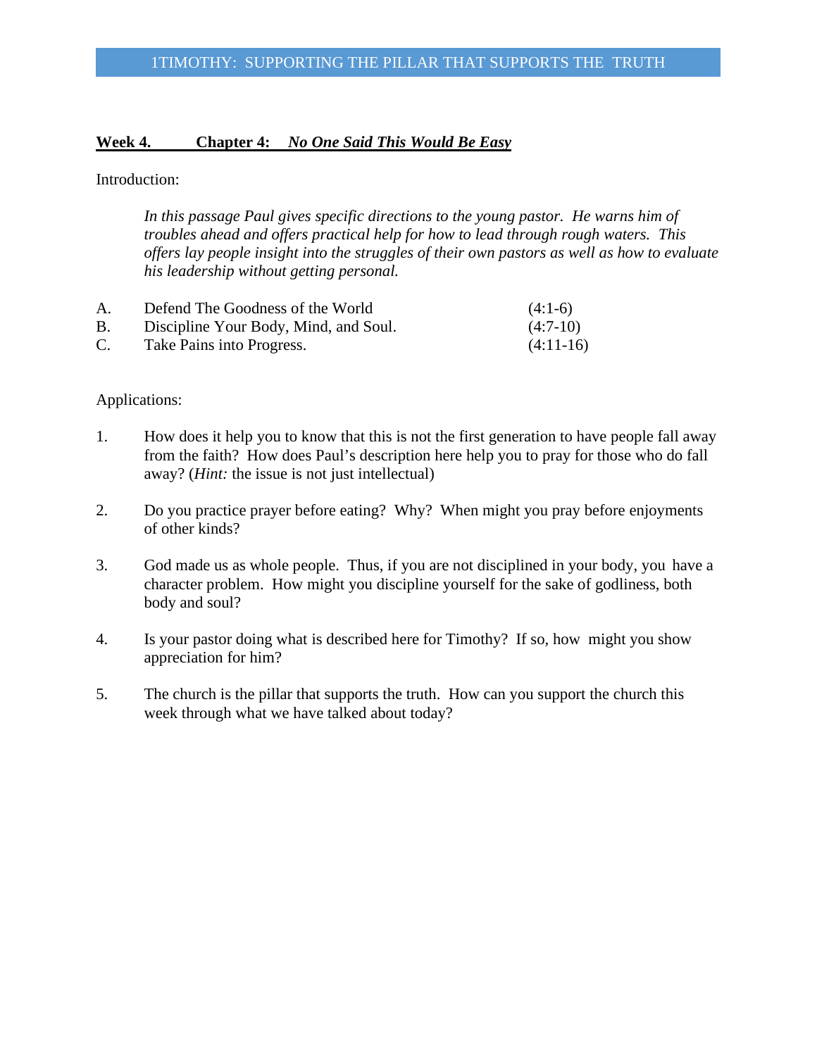**Week 4. Chapter 4: *No One Said This Would Be Easy***

Introduction:

*In this passage Paul gives specific directions to the young pastor. He warns him of troubles ahead and offers practical help for how to lead through rough waters. This offers lay people insight into the struggles of their own pastors as well as how to evaluate his leadership without getting personal.*

| | | |
|---|---|---|
| A. | Defend The Goodness of the World | (4:1-6) |
| B. | Discipline Your Body, Mind, and Soul. | (4:7-10) |
| C. | Take Pains into Progress. | (4:11-16) |

Applications:

1. How does it help you to know that this is not the first generation to have people fall away from the faith? How does Paul's description here help you to pray for those who do fall away? (*Hint:* the issue is not just intellectual)

2. Do you practice prayer before eating? Why? When might you pray before enjoyments of other kinds?

3. God made us as whole people. Thus, if you are not disciplined in your body, you have a character problem. How might you discipline yourself for the sake of godliness, both body and soul?

4. Is your pastor doing what is described here for Timothy? If so, how might you show appreciation for him?

5. The church is the pillar that supports the truth. How can you support the church this week through what we have talked about today?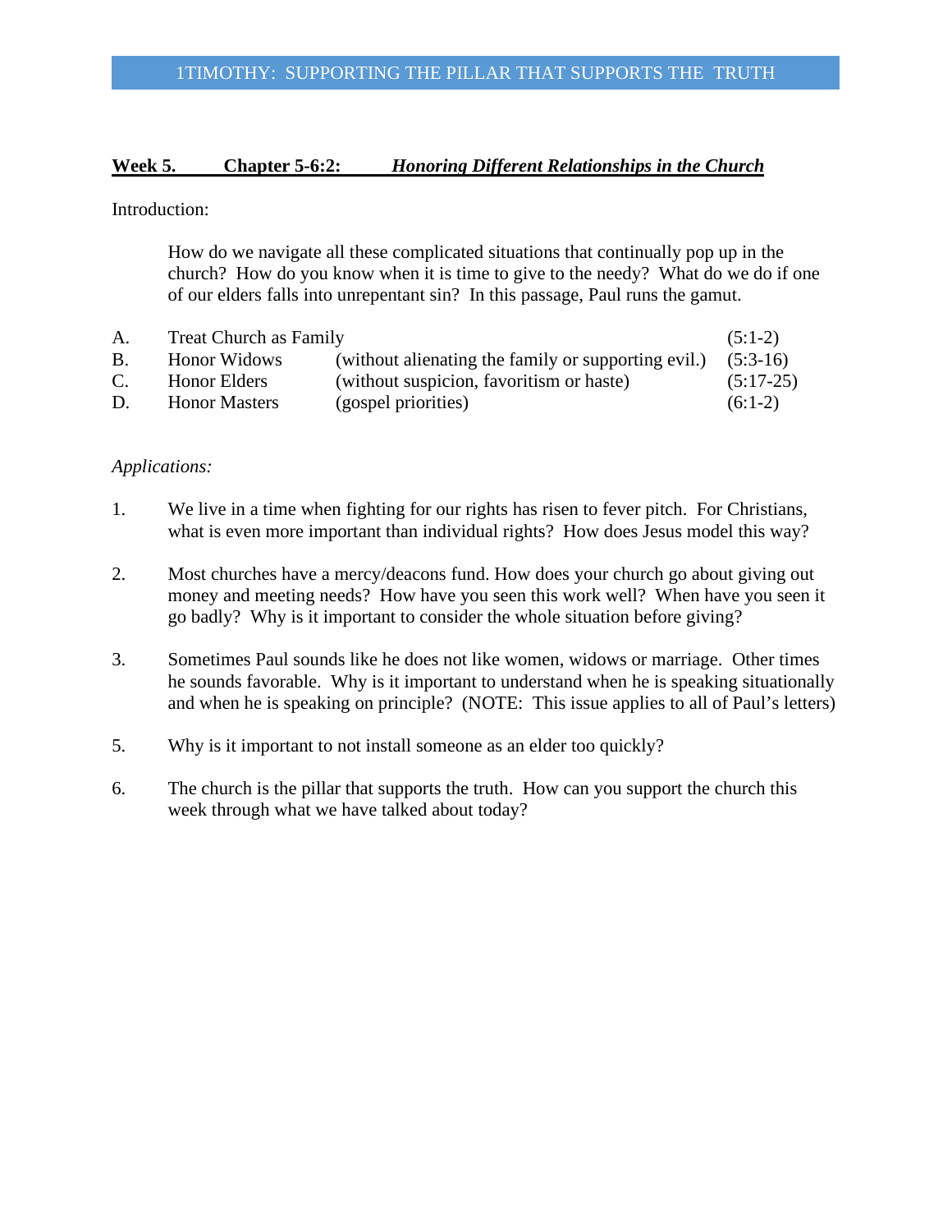**Week 5. Chapter 5-6:2: *Honoring Different Relationships in the Church***

Introduction:

How do we navigate all these complicated situations that continually pop up in the church? How do you know when it is time to give to the needy? What do we do if one of our elders falls into unrepentant sin? In this passage, Paul runs the gamut.

| | | | |
|---|---|---|---|
| A. | Treat Church as Family | | (5:1-2) |
| B. | Honor Widows | (without alienating the family or supporting evil.) | (5:3-16) |
| C. | Honor Elders | (without suspicion, favoritism or haste) | (5:17-25) |
| D. | Honor Masters | (gospel priorities) | (6:1-2) |

*Applications:*

1. We live in a time when fighting for our rights has risen to fever pitch. For Christians, what is even more important than individual rights? How does Jesus model this way?

2. Most churches have a mercy/deacons fund. How does your church go about giving out money and meeting needs? How have you seen this work well? When have you seen it go badly? Why is it important to consider the whole situation before giving?

3. Sometimes Paul sounds like he does not like women, widows or marriage. Other times he sounds favorable. Why is it important to understand when he is speaking situationally and when he is speaking on principle? (NOTE: This issue applies to all of Paul's letters)

5. Why is it important to not install someone as an elder too quickly?

6. The church is the pillar that supports the truth. How can you support the church this week through what we have talked about today?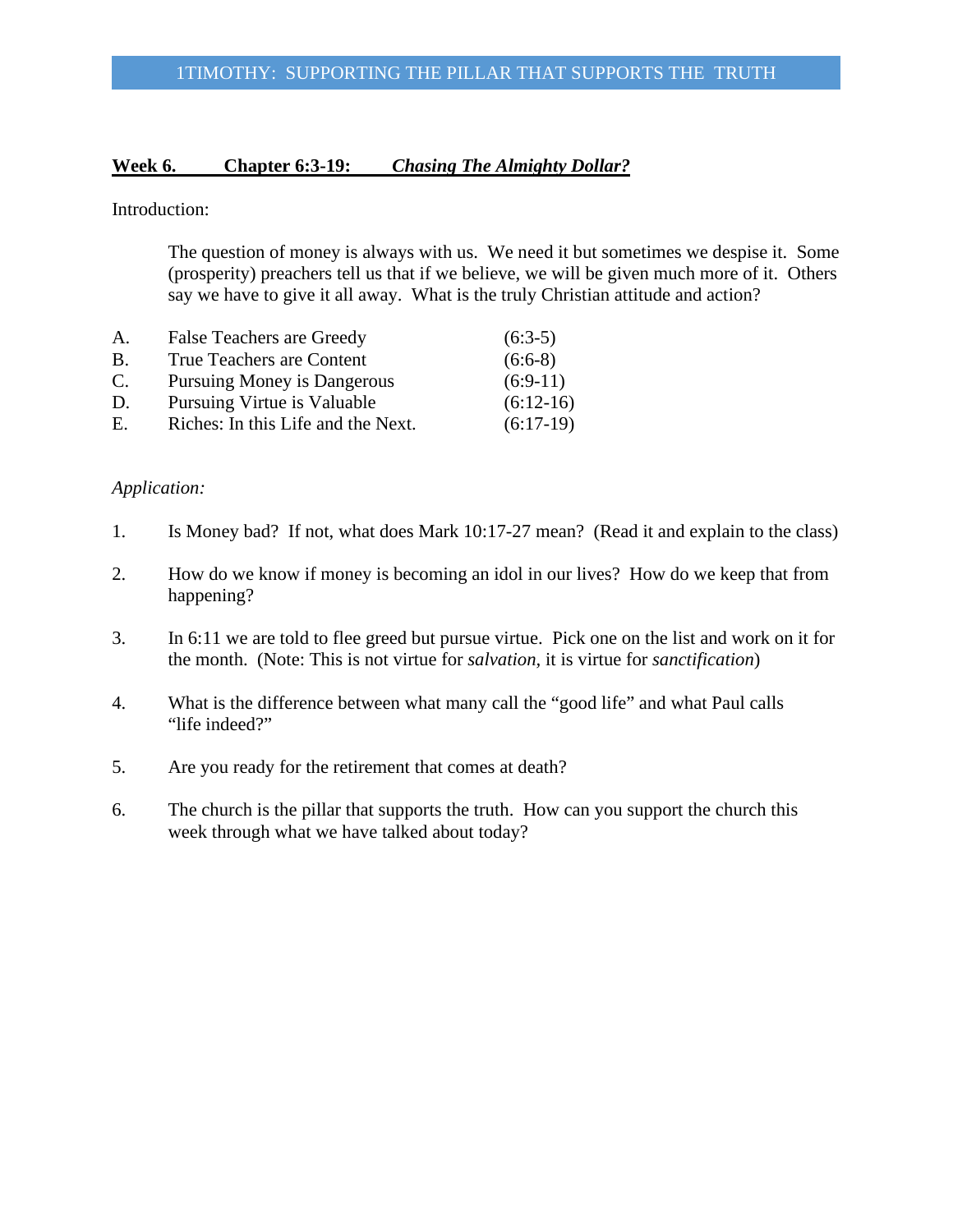**Week 6. Chapter 6:3-19: *Chasing The Almighty Dollar?***

Introduction:

> The question of money is always with us. We need it but sometimes we despise it. Some (prosperity) preachers tell us that if we believe, we will be given much more of it. Others say we have to give it all away. What is the truly Christian attitude and action?

A. False Teachers are Greedy (6:3-5)
B. True Teachers are Content (6:6-8)
C. Pursuing Money is Dangerous (6:9-11)
D. Pursuing Virtue is Valuable (6:12-16)
E. Riches: In this Life and the Next. (6:17-19)

*Application:*

1. Is Money bad? If not, what does Mark 10:17-27 mean? (Read it and explain to the class)

2. How do we know if money is becoming an idol in our lives? How do we keep that from happening?

3. In 6:11 we are told to flee greed but pursue virtue. Pick one on the list and work on it for the month. (Note: This is not virtue for *salvation*, it is virtue for *sanctification*)

4. What is the difference between what many call the "good life" and what Paul calls "life indeed?"

5. Are you ready for the retirement that comes at death?

6. The church is the pillar that supports the truth. How can you support the church this week through what we have talked about today?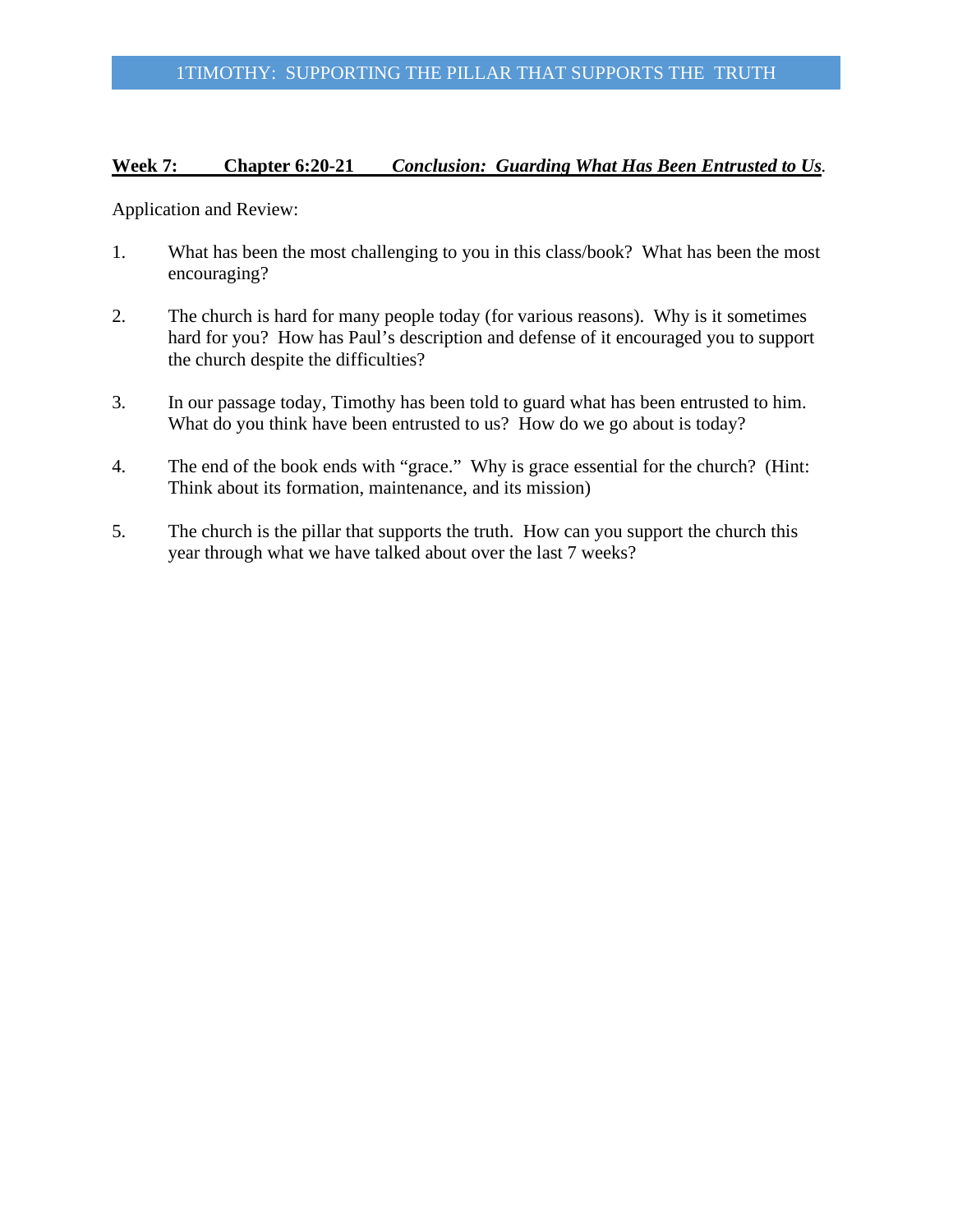# 1TIMOTHY: SUPPORTING THE PILLAR THAT SUPPORTS THE TRUTH

**Week 7: Chapter 6:20-21** ***Conclusion: Guarding What Has Been Entrusted to Us.***

Application and Review:

1. What has been the most challenging to you in this class/book? What has been the most encouraging?

2. The church is hard for many people today (for various reasons). Why is it sometimes hard for you? How has Paul's description and defense of it encouraged you to support the church despite the difficulties?

3. In our passage today, Timothy has been told to guard what has been entrusted to him. What do you think have been entrusted to us? How do we go about is today?

4. The end of the book ends with "grace." Why is grace essential for the church? (Hint: Think about its formation, maintenance, and its mission)

5. The church is the pillar that supports the truth. How can you support the church this year through what we have talked about over the last 7 weeks?